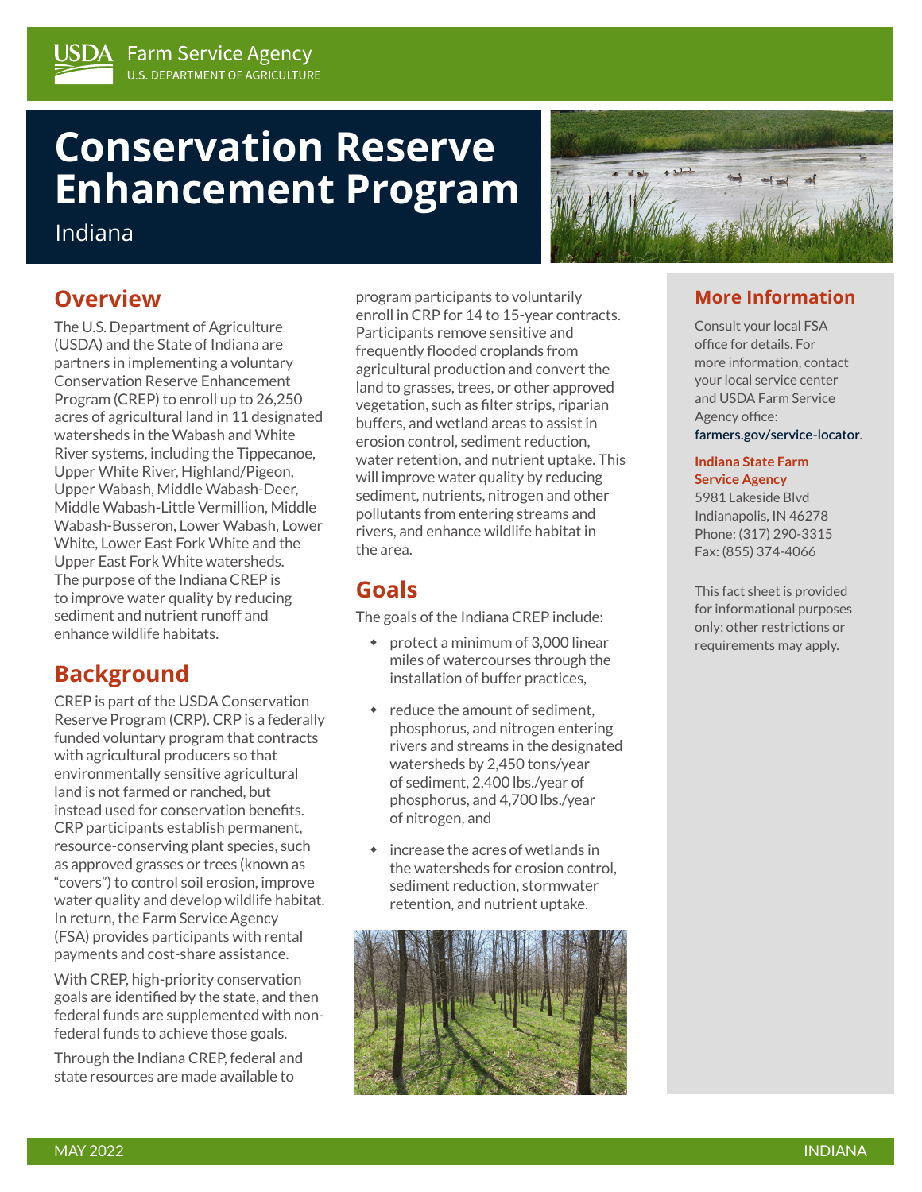USDA Farm Service Agency
U.S. DEPARTMENT OF AGRICULTURE

# Conservation Reserve Enhancement Program

Indiana

## Overview

The U.S. Department of Agriculture (USDA) and the State of Indiana are partners in implementing a voluntary Conservation Reserve Enhancement Program (CREP) to enroll up to 26,250 acres of agricultural land in 11 designated watersheds in the Wabash and White River systems, including the Tippecanoe, Upper White River, Highland/Pigeon, Upper Wabash, Middle Wabash-Deer, Middle Wabash-Little Vermillion, Middle Wabash-Busseron, Lower Wabash, Lower White, Lower East Fork White and the Upper East Fork White watersheds. The purpose of the Indiana CREP is to improve water quality by reducing sediment and nutrient runoff and enhance wildlife habitats.

## Background

CREP is part of the USDA Conservation Reserve Program (CRP). CRP is a federally funded voluntary program that contracts with agricultural producers so that environmentally sensitive agricultural land is not farmed or ranched, but instead used for conservation benefits. CRP participants establish permanent, resource-conserving plant species, such as approved grasses or trees (known as "covers") to control soil erosion, improve water quality and develop wildlife habitat. In return, the Farm Service Agency (FSA) provides participants with rental payments and cost-share assistance.

With CREP, high-priority conservation goals are identified by the state, and then federal funds are supplemented with non-federal funds to achieve those goals.

Through the Indiana CREP, federal and state resources are made available to program participants to voluntarily enroll in CRP for 14 to 15-year contracts. Participants remove sensitive and frequently flooded croplands from agricultural production and convert the land to grasses, trees, or other approved vegetation, such as filter strips, riparian buffers, and wetland areas to assist in erosion control, sediment reduction, water retention, and nutrient uptake. This will improve water quality by reducing sediment, nutrients, nitrogen and other pollutants from entering streams and rivers, and enhance wildlife habitat in the area.

## Goals

The goals of the Indiana CREP include:

- protect a minimum of 3,000 linear miles of watercourses through the installation of buffer practices,
- reduce the amount of sediment, phosphorus, and nitrogen entering rivers and streams in the designated watersheds by 2,450 tons/year of sediment, 2,400 lbs./year of phosphorus, and 4,700 lbs./year of nitrogen, and
- increase the acres of wetlands in the watersheds for erosion control, sediment reduction, stormwater retention, and nutrient uptake.

## More Information

Consult your local FSA office for details. For more information, contact your local service center and USDA Farm Service Agency office: farmers.gov/service-locator.

**Indiana State Farm Service Agency**
5981 Lakeside Blvd
Indianapolis, IN 46278
Phone: (317) 290-3315
Fax: (855) 374-4066

This fact sheet is provided for informational purposes only; other restrictions or requirements may apply.

MAY 2022 INDIANA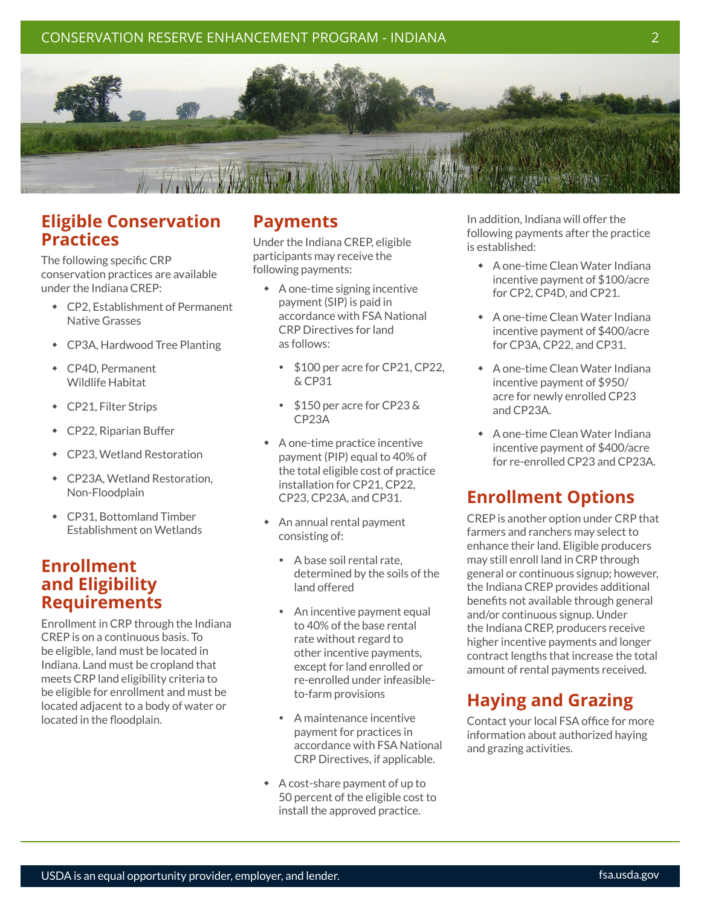## Eligible Conservation Practices

The following specific CRP conservation practices are available under the Indiana CREP:

- CP2, Establishment of Permanent Native Grasses
- CP3A, Hardwood Tree Planting
- CP4D, Permanent Wildlife Habitat
- CP21, Filter Strips
- CP22, Riparian Buffer
- CP23, Wetland Restoration
- CP23A, Wetland Restoration, Non-Floodplain
- CP31, Bottomland Timber Establishment on Wetlands

## Enrollment and Eligibility Requirements

Enrollment in CRP through the Indiana CREP is on a continuous basis. To be eligible, land must be located in Indiana. Land must be cropland that meets CRP land eligibility criteria to be eligible for enrollment and must be located adjacent to a body of water or located in the floodplain.

## Payments

Under the Indiana CREP, eligible participants may receive the following payments:

- A one-time signing incentive payment (SIP) is paid in accordance with FSA National CRP Directives for land as follows:
  - $100 per acre for CP21, CP22, & CP31
  - $150 per acre for CP23 & CP23A
- A one-time practice incentive payment (PIP) equal to 40% of the total eligible cost of practice installation for CP21, CP22, CP23, CP23A, and CP31.
- An annual rental payment consisting of:
  - A base soil rental rate, determined by the soils of the land offered
  - An incentive payment equal to 40% of the base rental rate without regard to other incentive payments, except for land enrolled or re-enrolled under infeasible-to-farm provisions
  - A maintenance incentive payment for practices in accordance with FSA National CRP Directives, if applicable.
- A cost-share payment of up to 50 percent of the eligible cost to install the approved practice.

In addition, Indiana will offer the following payments after the practice is established:

- A one-time Clean Water Indiana incentive payment of $100/acre for CP2, CP4D, and CP21.
- A one-time Clean Water Indiana incentive payment of $400/acre for CP3A, CP22, and CP31.
- A one-time Clean Water Indiana incentive payment of $950/acre for newly enrolled CP23 and CP23A.
- A one-time Clean Water Indiana incentive payment of $400/acre for re-enrolled CP23 and CP23A.

## Enrollment Options

CREP is another option under CRP that farmers and ranchers may select to enhance their land. Eligible producers may still enroll land in CRP through general or continuous signup; however, the Indiana CREP provides additional benefits not available through general and/or continuous signup. Under the Indiana CREP, producers receive higher incentive payments and longer contract lengths that increase the total amount of rental payments received.

## Haying and Grazing

Contact your local FSA office for more information about authorized haying and grazing activities.